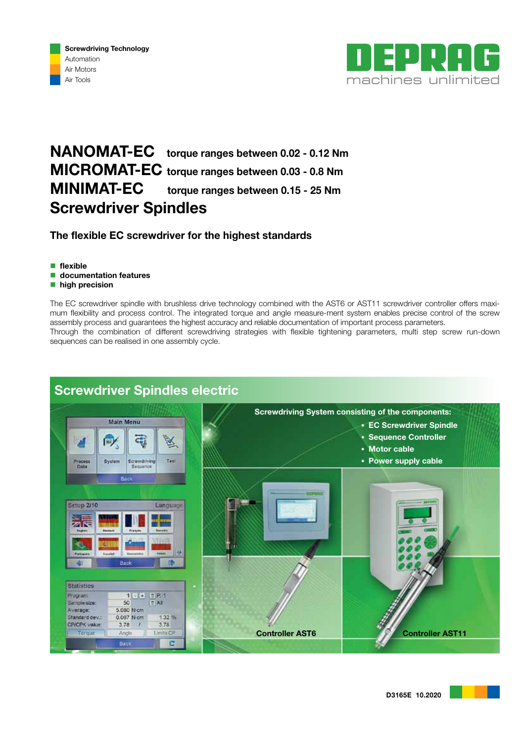Screwdriving Technology
Automation
Air Motors
Air Tools

DEPRAG
machines unlimited

# NANOMAT-EC torque ranges between 0.02 - 0.12 Nm
# MICROMAT-EC torque ranges between 0.03 - 0.8 Nm
# MINIMAT-EC torque ranges between 0.15 - 25 Nm
# Screwdriver Spindles

## The flexible EC screwdriver for the highest standards

- **flexible**
- **documentation features**
- **high precision**

The EC screwdriver spindle with brushless drive technology combined with the AST6 or AST11 screwdriver controller offers maximum flexibility and process control. The integrated torque and angle measure-ment system enables precise control of the screw assembly process and guarantees the highest accuracy and reliable documentation of important process parameters.
Through the combination of different screwdriving strategies with flexible tightening parameters, multi step screw run-down sequences can be realised in one assembly cycle.

## Screwdriver Spindles electric

**Screwdriving System consisting of the components:**

- **EC Screwdriver Spindle**
- **Sequence Controller**
- **Motor cable**
- **Power supply cable**

**Controller AST6**

**Controller AST11**

D3165E 10.2020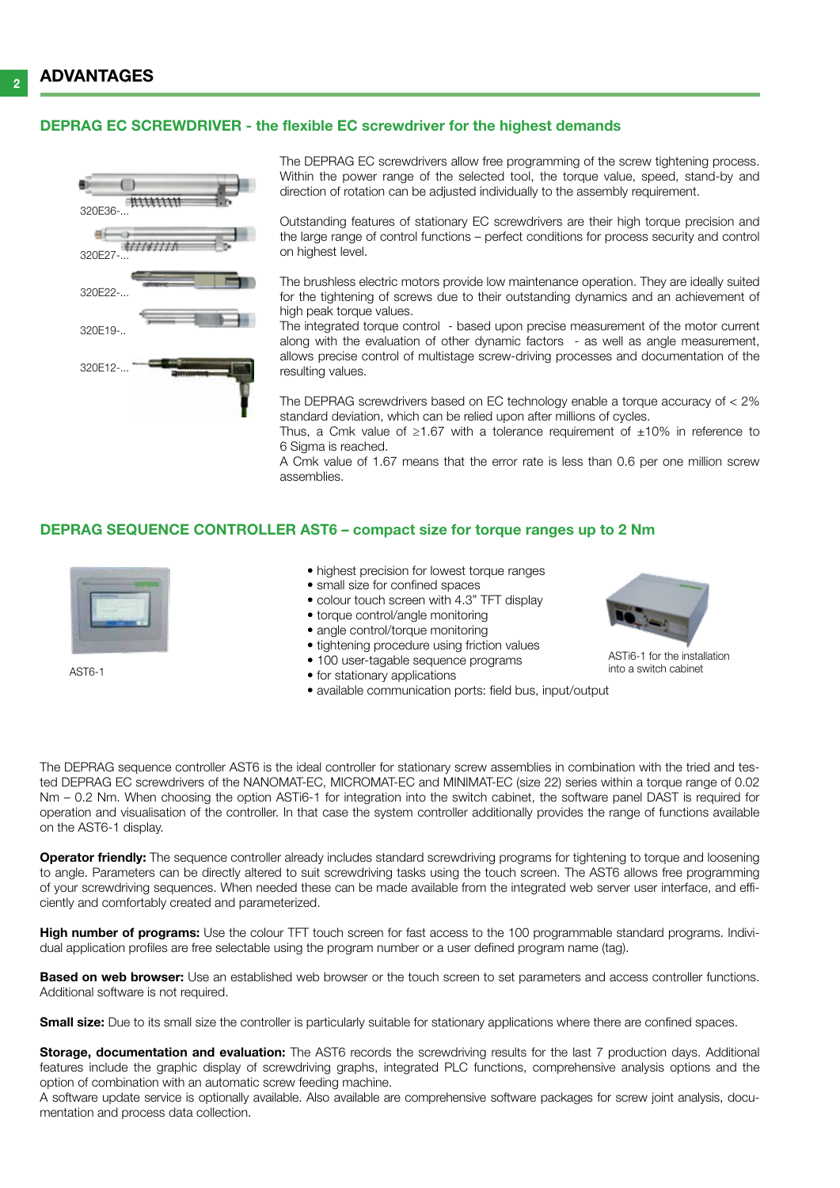## ADVANTAGES

### DEPRAG EC SCREWDRIVER - the flexible EC screwdriver for the highest demands

320E36-...

320E27-...

320E22-...

320E19-..

320E12-...

The DEPRAG EC screwdrivers allow free programming of the screw tightening process. Within the power range of the selected tool, the torque value, speed, stand-by and direction of rotation can be adjusted individually to the assembly requirement.

Outstanding features of stationary EC screwdrivers are their high torque precision and the large range of control functions – perfect conditions for process security and control on highest level.

The brushless electric motors provide low maintenance operation. They are ideally suited for the tightening of screws due to their outstanding dynamics and an achievement of high peak torque values.
The integrated torque control - based upon precise measurement of the motor current along with the evaluation of other dynamic factors - as well as angle measurement, allows precise control of multistage screw-driving processes and documentation of the resulting values.

The DEPRAG screwdrivers based on EC technology enable a torque accuracy of < 2% standard deviation, which can be relied upon after millions of cycles.
Thus, a Cmk value of ≥1.67 with a tolerance requirement of ±10% in reference to 6 Sigma is reached.
A Cmk value of 1.67 means that the error rate is less than 0.6 per one million screw assemblies.

### DEPRAG SEQUENCE CONTROLLER AST6 – compact size for torque ranges up to 2 Nm

AST6-1

- highest precision for lowest torque ranges
- small size for confined spaces
- colour touch screen with 4.3" TFT display
- torque control/angle monitoring
- angle control/torque monitoring
- tightening procedure using friction values
- 100 user-tagable sequence programs
- for stationary applications
- available communication ports: field bus, input/output

ASTi6-1 for the installation into a switch cabinet

The DEPRAG sequence controller AST6 is the ideal controller for stationary screw assemblies in combination with the tried and tested DEPRAG EC screwdrivers of the NANOMAT-EC, MICROMAT-EC and MINIMAT-EC (size 22) series within a torque range of 0.02 Nm – 0.2 Nm. When choosing the option ASTi6-1 for integration into the switch cabinet, the software panel DAST is required for operation and visualisation of the controller. In that case the system controller additionally provides the range of functions available on the AST6-1 display.

**Operator friendly:** The sequence controller already includes standard screwdriving programs for tightening to torque and loosening to angle. Parameters can be directly altered to suit screwdriving tasks using the touch screen. The AST6 allows free programming of your screwdriving sequences. When needed these can be made available from the integrated web server user interface, and efficiently and comfortably created and parameterized.

**High number of programs:** Use the colour TFT touch screen for fast access to the 100 programmable standard programs. Individual application profiles are free selectable using the program number or a user defined program name (tag).

**Based on web browser:** Use an established web browser or the touch screen to set parameters and access controller functions. Additional software is not required.

**Small size:** Due to its small size the controller is particularly suitable for stationary applications where there are confined spaces.

**Storage, documentation and evaluation:** The AST6 records the screwdriving results for the last 7 production days. Additional features include the graphic display of screwdriving graphs, integrated PLC functions, comprehensive analysis options and the option of combination with an automatic screw feeding machine.
A software update service is optionally available. Also available are comprehensive software packages for screw joint analysis, documentation and process data collection.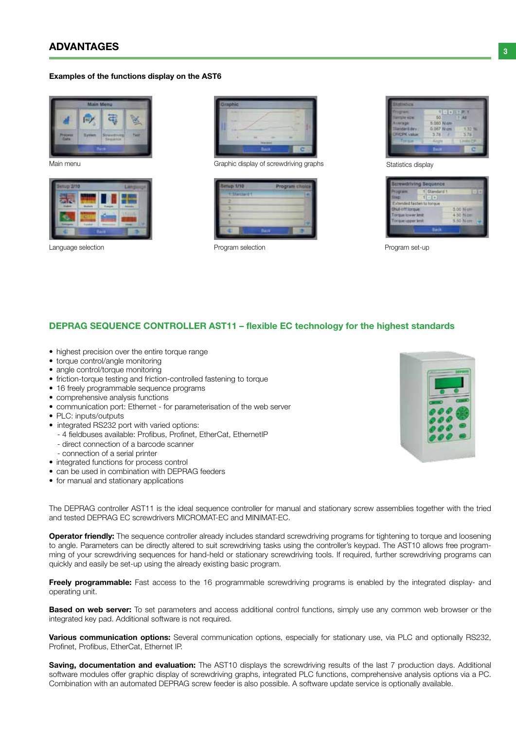## ADVANTAGES

**Examples of the functions display on the AST6**

Main menu

Graphic display of screwdriving graphs

Statistics display

Language selection

Program selection

Program set-up

## DEPRAG SEQUENCE CONTROLLER AST11 – flexible EC technology for the highest standards

- highest precision over the entire torque range
- torque control/angle monitoring
- angle control/torque monitoring
- friction-torque testing and friction-controlled fastening to torque
- 16 freely programmable sequence programs
- comprehensive analysis functions
- communication port: Ethernet - for parameterisation of the web server
- PLC: inputs/outputs
- integrated RS232 port with varied options:
  - 4 fieldbuses available: Profibus, Profinet, EtherCat, EthernetIP
  - direct connection of a barcode scanner
  - connection of a serial printer
- integrated functions for process control
- can be used in combination with DEPRAG feeders
- for manual and stationary applications

The DEPRAG controller AST11 is the ideal sequence controller for manual and stationary screw assemblies together with the tried and tested DEPRAG EC screwdrivers MICROMAT-EC and MINIMAT-EC.

**Operator friendly:** The sequence controller already includes standard screwdriving programs for tightening to torque and loosening to angle. Parameters can be directly altered to suit screwdriving tasks using the controller's keypad. The AST10 allows free programming of your screwdriving sequences for hand-held or stationary screwdriving tools. If required, further screwdriving programs can quickly and easily be set-up using the already existing basic program.

**Freely programmable:** Fast access to the 16 programmable screwdriving programs is enabled by the integrated display- and operating unit.

**Based on web server:** To set parameters and access additional control functions, simply use any common web browser or the integrated key pad. Additional software is not required.

**Various communication options:** Several communication options, especially for stationary use, via PLC and optionally RS232, Profinet, Profibus, EtherCat, Ethernet IP.

**Saving, documentation and evaluation:** The AST10 displays the screwdriving results of the last 7 production days. Additional software modules offer graphic display of screwdriving graphs, integrated PLC functions, comprehensive analysis options via a PC. Combination with an automated DEPRAG screw feeder is also possible. A software update service is optionally available.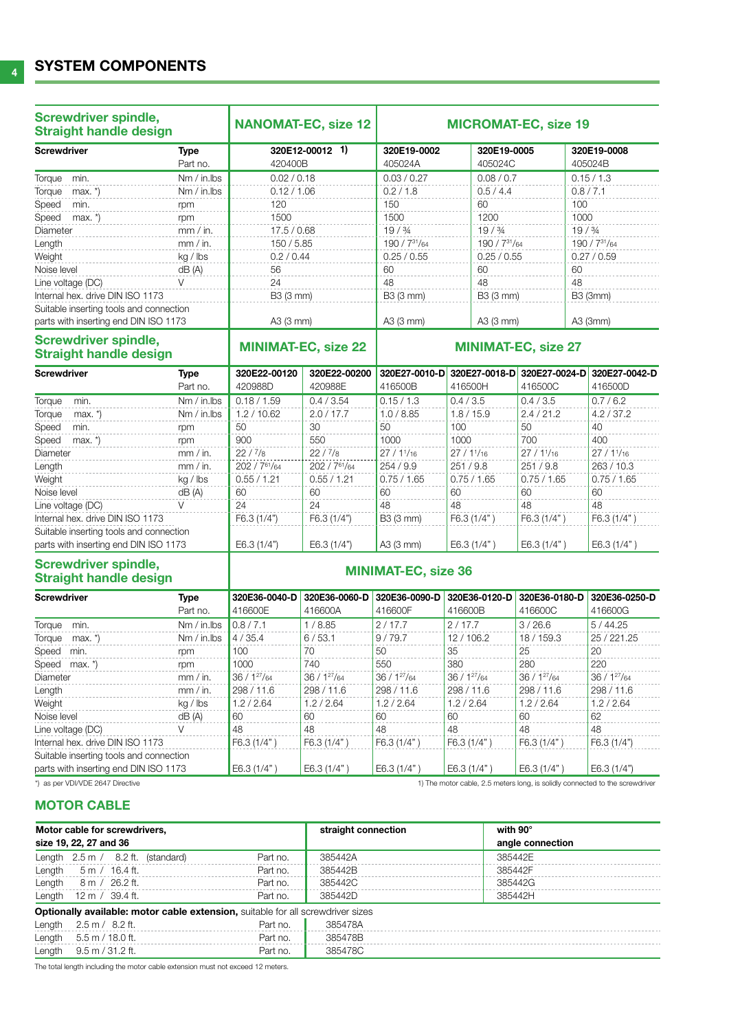## SYSTEM COMPONENTS

| Screwdriver spindle, Straight handle design | | NANOMAT-EC, size 12 | MICROMAT-EC, size 19 | | |
|---|---|---|---|---|---|
| **Screwdriver** | **Type** | 320E12-00012 1) | 320E19-0002 | 320E19-0005 | 320E19-0008 |
| | Part no. | 420400B | 405024A | 405024C | 405024B |
| Torque min. | Nm / in.lbs | 0.02 / 0.18 | 0.03 / 0.27 | 0.08 / 0.7 | 0.15 / 1.3 |
| Torque max. *) | Nm / in.lbs | 0.12 / 1.06 | 0.2 / 1.8 | 0.5 / 4.4 | 0.8 / 7.1 |
| Speed min. | rpm | 120 | 150 | 60 | 100 |
| Speed max. *) | rpm | 1500 | 1500 | 1200 | 1000 |
| Diameter | mm / in. | 17.5 / 0.68 | 19 / ¾ | 19 / ¾ | 19 / ¾ |
| Length | mm / in. | 150 / 5.85 | 190 / 7 31/64 | 190 / 7 31/64 | 190 / 7 31/64 |
| Weight | kg / lbs | 0.2 / 0.44 | 0.25 / 0.55 | 0.25 / 0.55 | 0.27 / 0.59 |
| Noise level | dB (A) | 56 | 60 | 60 | 60 |
| Line voltage (DC) | V | 24 | 48 | 48 | 48 |
| Internal hex. drive DIN ISO 1173 | | B3 (3 mm) | B3 (3 mm) | B3 (3 mm) | B3 (3mm) |
| Suitable inserting tools and connection parts with inserting end DIN ISO 1173 | | A3 (3 mm) | A3 (3 mm) | A3 (3 mm) | A3 (3mm) |

| Screwdriver spindle, Straight handle design | | MINIMAT-EC, size 22 | | MINIMAT-EC, size 27 | | | |
|---|---|---|---|---|---|---|---|
| **Screwdriver** | **Type** | 320E22-00120 | 320E22-00200 | 320E27-0010-D | 320E27-0018-D | 320E27-0024-D | 320E27-0042-D |
| | Part no. | 420988D | 420988E | 416500B | 416500H | 416500C | 416500D |
| Torque min. | Nm / in.lbs | 0.18 / 1.59 | 0.4 / 3.54 | 0.15 / 1.3 | 0.4 / 3.5 | 0.4 / 3.5 | 0.7 / 6.2 |
| Torque max. *) | Nm / in.lbs | 1.2 / 10.62 | 2.0 / 17.7 | 1.0 / 8.85 | 1.8 / 15.9 | 2.4 / 21.2 | 4.2 / 37.2 |
| Speed min. | rpm | 50 | 30 | 50 | 100 | 50 | 40 |
| Speed max. *) | rpm | 900 | 550 | 1000 | 1000 | 700 | 400 |
| Diameter | mm / in. | 22 / 7/8 | 22 / 7/8 | 27 / 1 1/16 | 27 / 1 1/16 | 27 / 1 1/16 | 27 / 1 1/16 |
| Length | mm / in. | 202 / 7 61/64 | 202 / 7 61/64 | 254 / 9.9 | 251 / 9.8 | 251 / 9.8 | 263 / 10.3 |
| Weight | kg / lbs | 0.55 / 1.21 | 0.55 / 1.21 | 0.75 / 1.65 | 0.75 / 1.65 | 0.75 / 1.65 | 0.75 / 1.65 |
| Noise level | dB (A) | 60 | 60 | 60 | 60 | 60 | 60 |
| Line voltage (DC) | V | 24 | 24 | 48 | 48 | 48 | 48 |
| Internal hex. drive DIN ISO 1173 | | F6.3 (1/4") | F6.3 (1/4") | B3 (3 mm) | F6.3 (1/4" ) | F6.3 (1/4" ) | F6.3 (1/4" ) |
| Suitable inserting tools and connection parts with inserting end DIN ISO 1173 | | E6.3 (1/4") | E6.3 (1/4") | A3 (3 mm) | E6.3 (1/4" ) | E6.3 (1/4" ) | E6.3 (1/4" ) |

| Screwdriver spindle, Straight handle design | | MINIMAT-EC, size 36 | | | | | |
|---|---|---|---|---|---|---|---|
| **Screwdriver** | **Type** | 320E36-0040-D | 320E36-0060-D | 320E36-0090-D | 320E36-0120-D | 320E36-0180-D | 320E36-0250-D |
| | Part no. | 416600E | 416600A | 416600F | 416600B | 416600C | 416600G |
| Torque min. | Nm / in.lbs | 0.8 / 7.1 | 1 / 8.85 | 2 / 17.7 | 2 / 17.7 | 3 / 26.6 | 5 / 44.25 |
| Torque max. *) | Nm / in.lbs | 4 / 35.4 | 6 / 53.1 | 9 / 79.7 | 12 / 106.2 | 18 / 159.3 | 25 / 221.25 |
| Speed min. | rpm | 100 | 70 | 50 | 35 | 25 | 20 |
| Speed max. *) | rpm | 1000 | 740 | 550 | 380 | 280 | 220 |
| Diameter | mm / in. | 36 / 1 27/64 | 36 / 1 27/64 | 36 / 1 27/64 | 36 / 1 27/64 | 36 / 1 27/64 | 36 / 1 27/64 |
| Length | mm / in. | 298 / 11.6 | 298 / 11.6 | 298 / 11.6 | 298 / 11.6 | 298 / 11.6 | 298 / 11.6 |
| Weight | kg / lbs | 1.2 / 2.64 | 1.2 / 2.64 | 1.2 / 2.64 | 1.2 / 2.64 | 1.2 / 2.64 | 1.2 / 2.64 |
| Noise level | dB (A) | 60 | 60 | 60 | 60 | 60 | 62 |
| Line voltage (DC) | V | 48 | 48 | 48 | 48 | 48 | 48 |
| Internal hex. drive DIN ISO 1173 | | F6.3 (1/4" ) | F6.3 (1/4" ) | F6.3 (1/4" ) | F6.3 (1/4" ) | F6.3 (1/4" ) | F6.3 (1/4") |
| Suitable inserting tools and connection parts with inserting end DIN ISO 1173 | | E6.3 (1/4" ) | E6.3 (1/4" ) | E6.3 (1/4" ) | E6.3 (1/4" ) | E6.3 (1/4" ) | E6.3 (1/4") |

*) as per VDI/VDE 2647 Directive

1) The motor cable, 2.5 meters long, is solidly connected to the screwdriver

## MOTOR CABLE

| Motor cable for screwdrivers, size 19, 22, 27 and 36 | | straight connection | with 90° angle connection |
|---|---|---|---|
| Length 2.5 m / 8.2 ft. (standard) | Part no. | 385442A | 385442E |
| Length 5 m / 16.4 ft. | Part no. | 385442B | 385442F |
| Length 8 m / 26.2 ft. | Part no. | 385442C | 385442G |
| Length 12 m / 39.4 ft. | Part no. | 385442D | 385442H |
| **Optionally available: motor cable extension,** suitable for all screwdriver sizes | | | |
| Length 2.5 m / 8.2 ft. | Part no. | 385478A | |
| Length 5.5 m / 18.0 ft. | Part no. | 385478B | |
| Length 9.5 m / 31.2 ft. | Part no. | 385478C | |

The total length including the motor cable extension must not exceed 12 meters.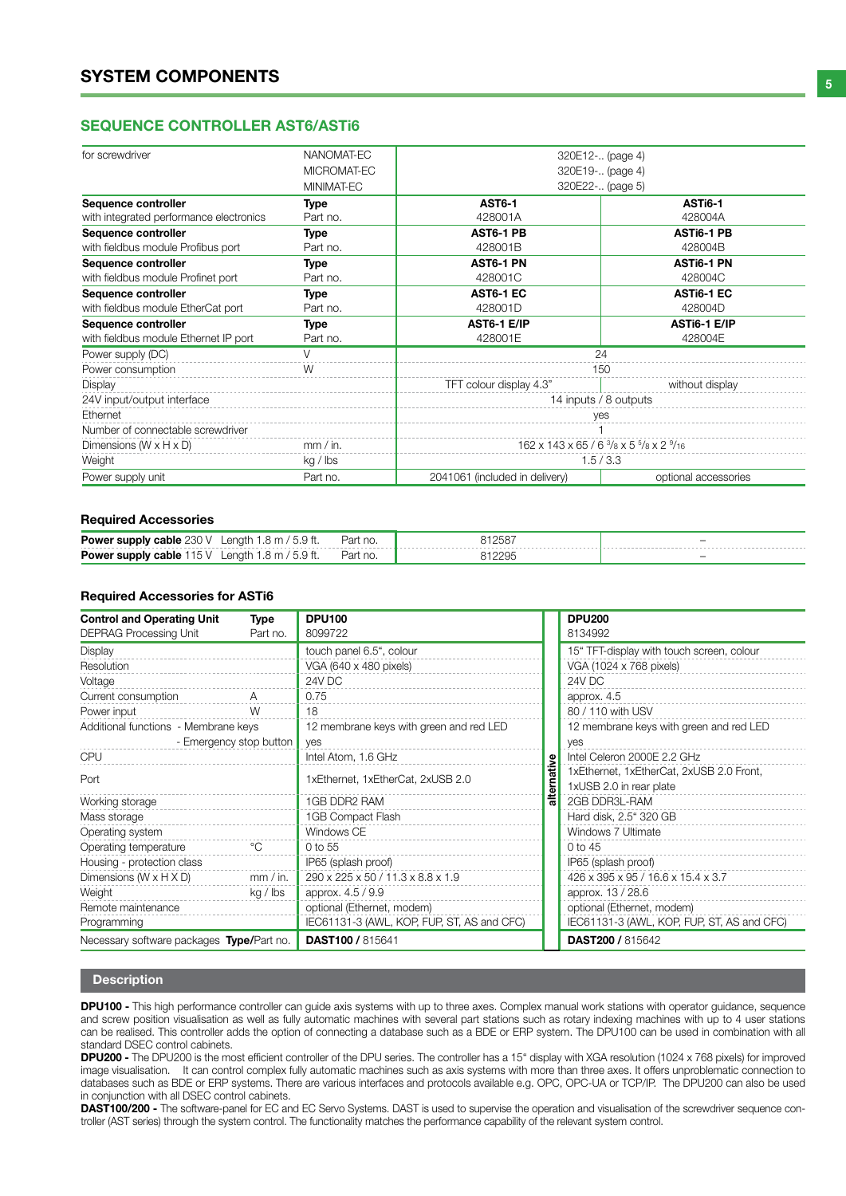## SYSTEM COMPONENTS

### SEQUENCE CONTROLLER AST6/ASTi6

| for screwdriver | NANOMAT-EC<br>MICROMAT-EC<br>MINIMAT-EC | 320E12-.. (page 4)<br>320E19-.. (page 4)<br>320E22-.. (page 5) | |
|---|---|---|---|
| **Sequence controller**<br>with integrated performance electronics | **Type**<br>Part no. | **AST6-1**<br>428001A | **ASTi6-1**<br>428004A |
| **Sequence controller**<br>with fieldbus module Profibus port | **Type**<br>Part no. | **AST6-1 PB**<br>428001B | **ASTi6-1 PB**<br>428004B |
| **Sequence controller**<br>with fieldbus module Profinet port | **Type**<br>Part no. | **AST6-1 PN**<br>428001C | **ASTi6-1 PN**<br>428004C |
| **Sequence controller**<br>with fieldbus module EtherCat port | **Type**<br>Part no. | **AST6-1 EC**<br>428001D | **ASTi6-1 EC**<br>428004D |
| **Sequence controller**<br>with fieldbus module Ethernet IP port | **Type**<br>Part no. | **AST6-1 E/IP**<br>428001E | **ASTi6-1 E/IP**<br>428004E |
| Power supply (DC) | V | 24 | |
| Power consumption | W | 150 | |
| Display | | TFT colour display 4.3" | without display |
| 24V input/output interface | | 14 inputs / 8 outputs | |
| Ethernet | | yes | |
| Number of connectable screwdriver | | 1 | |
| Dimensions (W x H x D) | mm / in. | 162 x 143 x 65 / 6 3/8 x 5 5/8 x 2 9/16 | |
| Weight | kg / lbs | 1.5 / 3.3 | |
| Power supply unit | Part no. | 2041061 (included in delivery) | optional accessories |

#### Required Accessories

| | | | | |
|---|---|---|---|---|
| **Power supply cable** 230 V | Length 1.8 m / 5.9 ft. | Part no. | 812587 | – |
| **Power supply cable** 115 V | Length 1.8 m / 5.9 ft. | Part no. | 812295 | – |

#### Required Accessories for ASTi6

| **Control and Operating Unit**<br>DEPRAG Processing Unit | **Type**<br>Part no. | **DPU100**<br>8099722 | alternative | **DPU200**<br>8134992 |
|---|---|---|---|---|
| Display | | touch panel 6.5", colour | | 15" TFT-display with touch screen, colour |
| Resolution | | VGA (640 x 480 pixels) | | VGA (1024 x 768 pixels) |
| Voltage | | 24V DC | | 24V DC |
| Current consumption | A | 0.75 | | approx. 4.5 |
| Power input | W | 18 | | 80 / 110 with USV |
| Additional functions - Membrane keys | | 12 membrane keys with green and red LED | | 12 membrane keys with green and red LED |
| - Emergency stop button | | yes | | yes |
| CPU | | Intel Atom, 1.6 GHz | | Intel Celeron 2000E 2.2 GHz |
| Port | | 1xEthernet, 1xEtherCat, 2xUSB 2.0 | | 1xEthernet, 1xEtherCat, 2xUSB 2.0 Front, 1xUSB 2.0 in rear plate |
| Working storage | | 1GB DDR2 RAM | | 2GB DDR3L-RAM |
| Mass storage | | 1GB Compact Flash | | Hard disk, 2.5" 320 GB |
| Operating system | | Windows CE | | Windows 7 Ultimate |
| Operating temperature | °C | 0 to 55 | | 0 to 45 |
| Housing - protection class | | IP65 (splash proof) | | IP65 (splash proof) |
| Dimensions (W x H X D) | mm / in. | 290 x 225 x 50 / 11.3 x 8.8 x 1.9 | | 426 x 395 x 95 / 16.6 x 15.4 x 3.7 |
| Weight | kg / lbs | approx. 4.5 / 9.9 | | approx. 13 / 28.6 |
| Remote maintenance | | optional (Ethernet, modem) | | optional (Ethernet, modem) |
| Programming | | IEC61131-3 (AWL, KOP, FUP, ST, AS and CFC) | | IEC61131-3 (AWL, KOP, FUP, ST, AS and CFC) |
| Necessary software packages **Type**/Part no. | | **DAST100 /** 815641 | | **DAST200 /** 815642 |

#### Description

**DPU100 -** This high performance controller can guide axis systems with up to three axes. Complex manual work stations with operator guidance, sequence and screw position visualisation as well as fully automatic machines with several part stations such as rotary indexing machines with up to 4 user stations can be realised. This controller adds the option of connecting a database such as a BDE or ERP system. The DPU100 can be used in combination with all standard DSEC control cabinets.

**DPU200 -** The DPU200 is the most efficient controller of the DPU series. The controller has a 15" display with XGA resolution (1024 x 768 pixels) for improved image visualisation. It can control complex fully automatic machines such as axis systems with more than three axes. It offers unproblematic connection to databases such as BDE or ERP systems. There are various interfaces and protocols available e.g. OPC, OPC-UA or TCP/IP. The DPU200 can also be used in conjunction with all DSEC control cabinets.

**DAST100/200 -** The software-panel for EC and EC Servo Systems. DAST is used to supervise the operation and visualisation of the screwdriver sequence controller (AST series) through the system control. The functionality matches the performance capability of the relevant system control.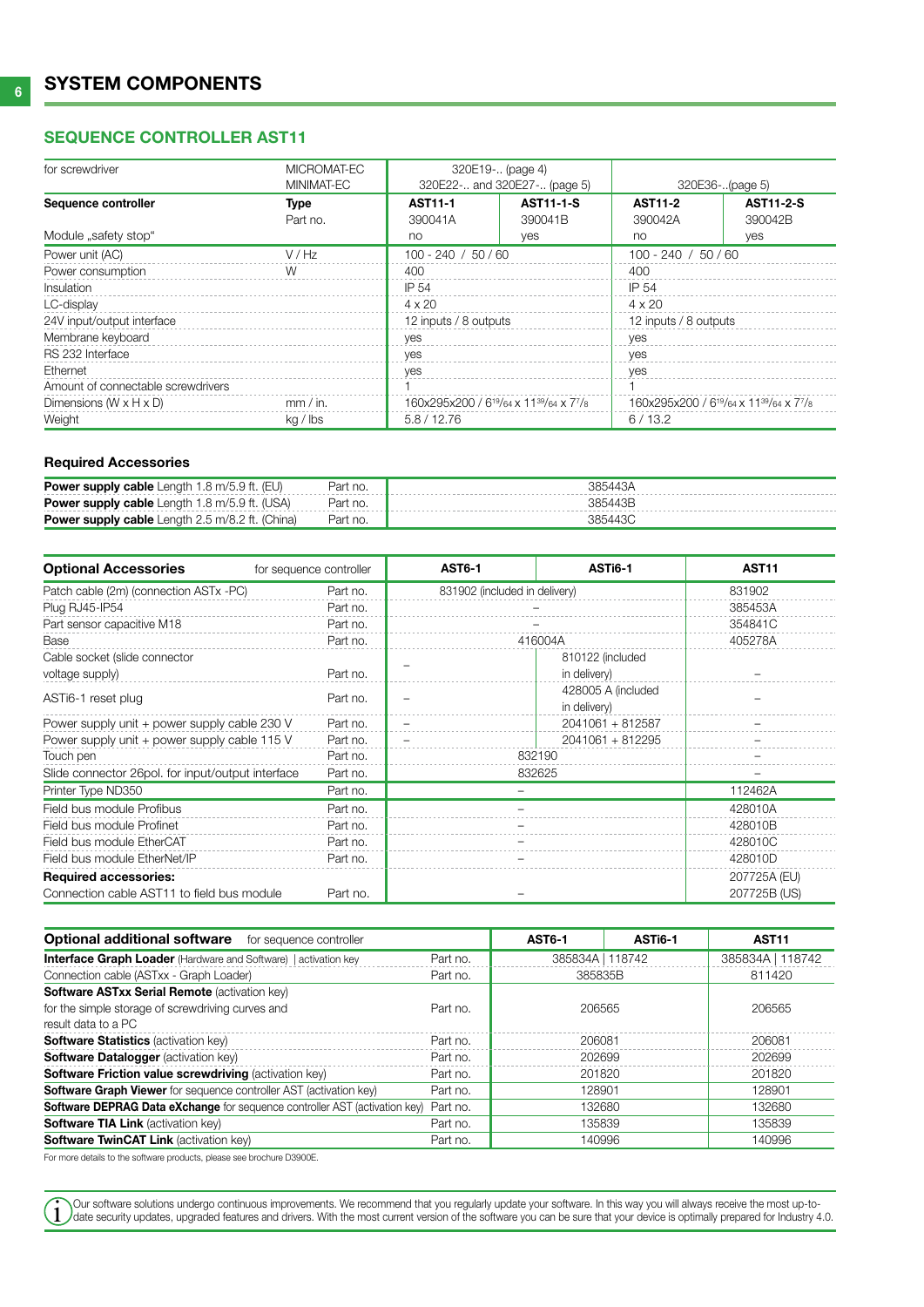# SYSTEM COMPONENTS

## SEQUENCE CONTROLLER AST11

| for screwdriver | MICROMAT-EC MINIMAT-EC | 320E19-.. (page 4) 320E22-.. and 320E27-.. (page 5) | | 320E36-..(page 5) | |
|---|---|---|---|---|---|
| **Sequence controller** | **Type** Part no. | **AST11-1** 390041A | **AST11-1-S** 390041B | **AST11-2** 390042A | **AST11-2-S** 390042B |
| Module „safety stop" | | no | yes | no | yes |
| Power unit (AC) | V / Hz | 100 - 240 / 50 / 60 | | 100 - 240 / 50 / 60 | |
| Power consumption | W | 400 | | 400 | |
| Insulation | | IP 54 | | IP 54 | |
| LC-display | | 4 x 20 | | 4 x 20 | |
| 24V input/output interface | | 12 inputs / 8 outputs | | 12 inputs / 8 outputs | |
| Membrane keyboard | | yes | | yes | |
| RS 232 Interface | | yes | | yes | |
| Ethernet | | yes | | yes | |
| Amount of connectable screwdrivers | | 1 | | 1 | |
| Dimensions (W x H x D) | mm / in. | 160x295x200 / 6 19/64 x 11 39/64 x 7 7/8 | | 160x295x200 / 6 19/64 x 11 39/64 x 7 7/8 | |
| Weight | kg / lbs | 5.8 / 12.76 | | 6 / 13.2 | |

### Required Accessories

| | | |
|---|---|---|
| **Power supply cable** Length 1.8 m/5.9 ft. (EU) | Part no. | 385443A |
| **Power supply cable** Length 1.8 m/5.9 ft. (USA) | Part no. | 385443B |
| **Power supply cable** Length 2.5 m/8.2 ft. (China) | Part no. | 385443C |

| **Optional Accessories** | for sequence controller | **AST6-1** | **ASTi6-1** | **AST11** |
|---|---|---|---|---|
| Patch cable (2m) (connection ASTx -PC) | Part no. | 831902 (included in delivery) | | 831902 |
| Plug RJ45-IP54 | Part no. | – | | 385453A |
| Part sensor capacitive M18 | Part no. | – | | 354841C |
| Base | Part no. | 416004A | | 405278A |
| Cable socket (slide connector voltage supply) | Part no. | – | 810122 (included in delivery) | – |
| ASTi6-1 reset plug | Part no. | – | 428005 A (included in delivery) | – |
| Power supply unit + power supply cable 230 V | Part no. | – | 2041061 + 812587 | – |
| Power supply unit + power supply cable 115 V | Part no. | – | 2041061 + 812295 | – |
| Touch pen | Part no. | 832190 | | – |
| Slide connector 26pol. for input/output interface | Part no. | 832625 | | – |
| Printer Type ND350 | Part no. | – | | 112462A |
| Field bus module Profibus | Part no. | – | | 428010A |
| Field bus module Profinet | Part no. | – | | 428010B |
| Field bus module EtherCAT | Part no. | – | | 428010C |
| Field bus module EtherNet/IP | Part no. | – | | 428010D |
| **Required accessories:** Connection cable AST11 to field bus module | Part no. | – | | 207725A (EU) 207725B (US) |

| **Optional additional software** for sequence controller | | **AST6-1** | **ASTi6-1** | **AST11** |
|---|---|---|---|---|
| **Interface Graph Loader** (Hardware and Software) \| activation key | Part no. | 385834A \| 118742 | | 385834A \| 118742 |
| Connection cable (ASTxx - Graph Loader) | Part no. | 385835B | | 811420 |
| **Software ASTxx Serial Remote** (activation key) for the simple storage of screwdriving curves and result data to a PC | Part no. | 206565 | | 206565 |
| **Software Statistics** (activation key) | Part no. | 206081 | | 206081 |
| **Software Datalogger** (activation key) | Part no. | 202699 | | 202699 |
| **Software Friction value screwdriving** (activation key) | Part no. | 201820 | | 201820 |
| **Software Graph Viewer** for sequence controller AST (activation key) | Part no. | 128901 | | 128901 |
| **Software DEPRAG Data eXchange** for sequence controller AST (activation key) | Part no. | 132680 | | 132680 |
| **Software TIA Link** (activation key) | Part no. | 135839 | | 135839 |
| **Software TwinCAT Link** (activation key) | Part no. | 140996 | | 140996 |

For more details to the software products, please see brochure D3900E.

Our software solutions undergo continuous improvements. We recommend that you regularly update your software. In this way you will always receive the most up-to-date security updates, upgraded features and drivers. With the most current version of the software you can be sure that your device is optimally prepared for Industry 4.0.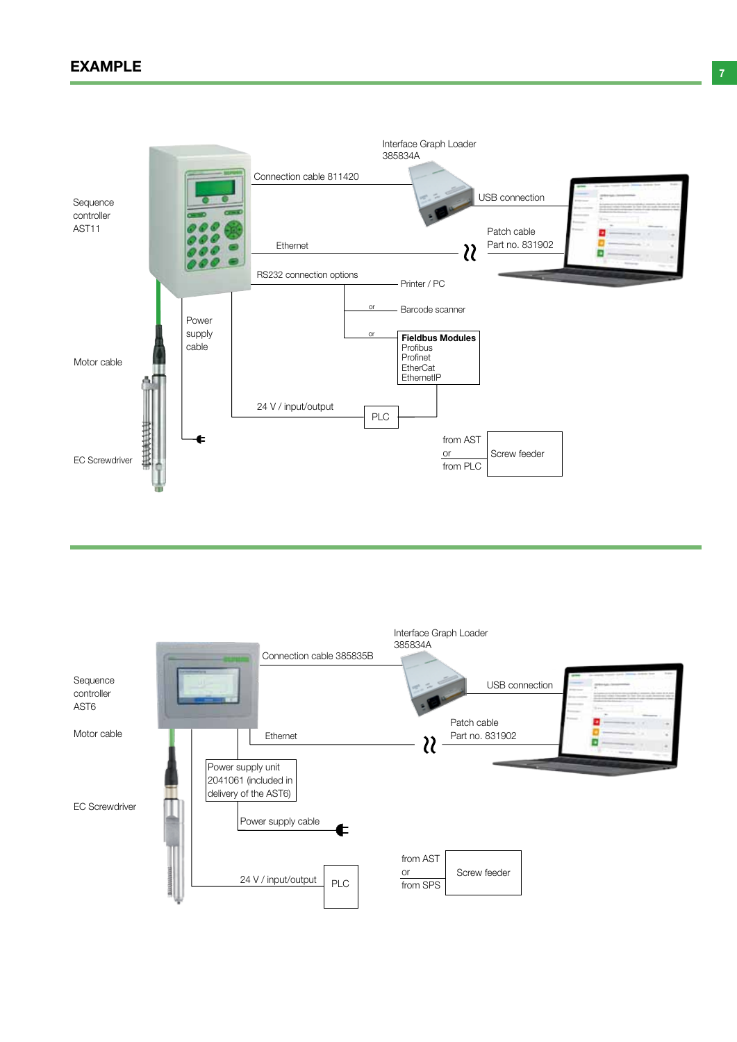# EXAMPLE

Sequence controller AST11

Motor cable

EC Screwdriver

Connection cable 811420

Interface Graph Loader 385834A

USB connection

Patch cable Part no. 831902

Ethernet

RS232 connection options

Printer / PC

or

Barcode scanner

or

**Fieldbus Modules**
Profibus
Profinet
EtherCat
EthernetIP

Power supply cable

24 V / input/output

PLC

from AST or from PLC

Screw feeder

---

Sequence controller AST6

Motor cable

EC Screwdriver

Connection cable 385835B

Interface Graph Loader 385834A

USB connection

Patch cable Part no. 831902

Ethernet

Power supply unit 2041061 (included in delivery of the AST6)

Power supply cable

24 V / input/output

PLC

from AST or from SPS

Screw feeder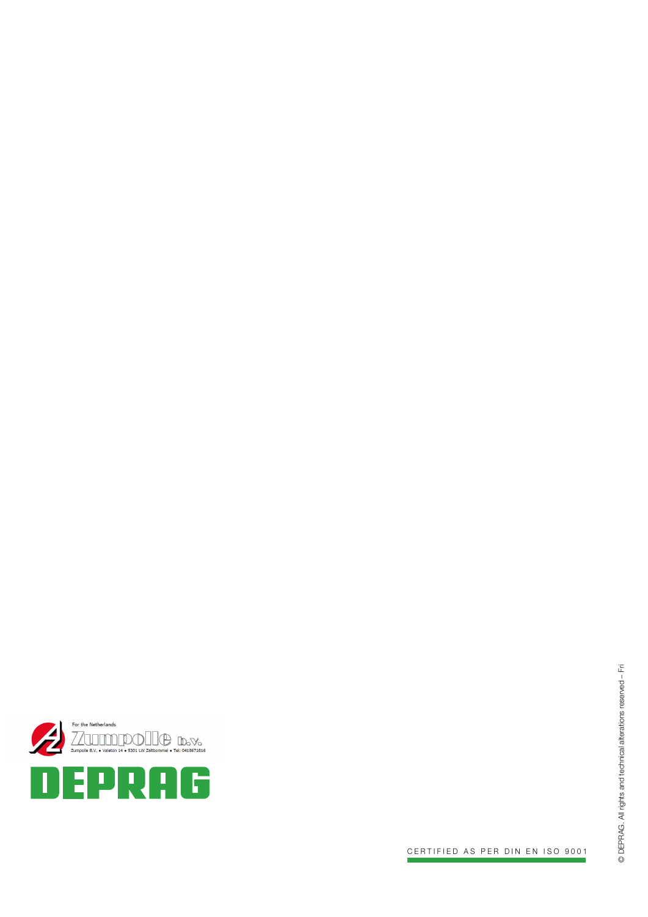For the Netherlands

Zumpolle b.v.

Zumpolle B.V. • Valeton 14 • 5301 LW Zaltbommel • Tel: 0418671816

DEPRAG

CERTIFIED AS PER DIN EN ISO 9001

© DEPRAG. All rights and technical alterations reserved – Fri